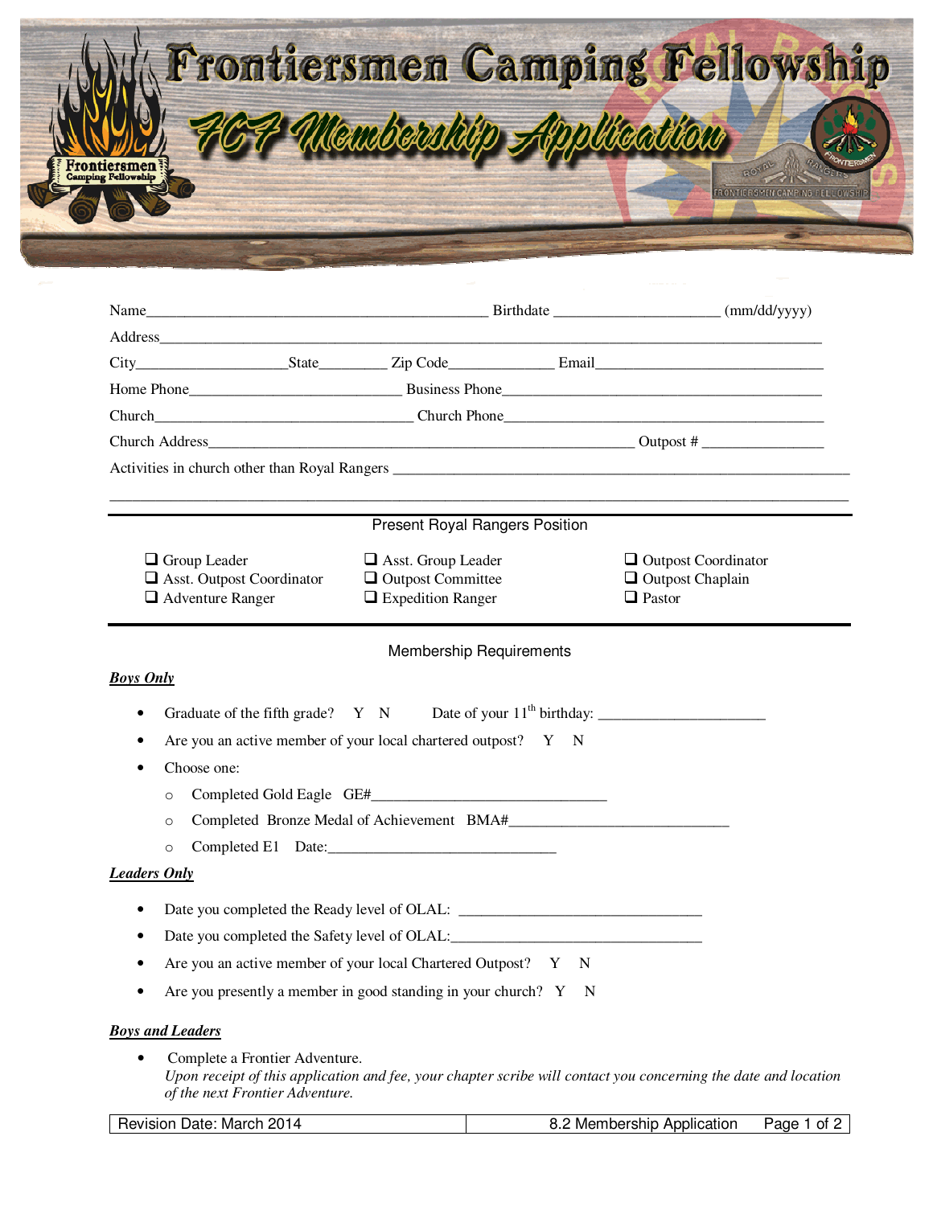# Frontiersmen Camping Fellowship

## FCF Membership Application

Name_____________________________________________ Birthdate ____________________ (mm/dd/yyyy)

Address___________________________________________________________________________________

City__________________State________ Zip Code_____________ Email____________________________

Home Phone___________________________ Business Phone__________________________________________

Church_________________________________ Church Phone__________________________________________

Church Address_______________________________________________________ Outpost # _______________

Activities in church other than Royal Rangers ______________________________________________________

___________________________________________________________________________________________

### Present Royal Rangers Position

- ❑ Group Leader
- ❑ Asst. Group Leader
- ❑ Outpost Coordinator
- ❑ Asst. Outpost Coordinator
- ❑ Outpost Committee
- ❑ Outpost Chaplain
- ❑ Adventure Ranger
- ❑ Expedition Ranger
- ❑ Pastor

### Membership Requirements

***Boys Only***

- Graduate of the fifth grade? Y N Date of your 11th birthday: _____________________
- Are you an active member of your local chartered outpost? Y N
- Choose one:
  - Completed Gold Eagle GE#______________________________
  - Completed Bronze Medal of Achievement BMA#____________________________
  - Completed E1 Date:_____________________________

***Leaders Only***

- Date you completed the Ready level of OLAL: ________________________________
- Date you completed the Safety level of OLAL:________________________________
- Are you an active member of your local Chartered Outpost? Y N
- Are you presently a member in good standing in your church? Y N

***Boys and Leaders***

- Complete a Frontier Adventure.
  *Upon receipt of this application and fee, your chapter scribe will contact you concerning the date and location of the next Frontier Adventure.*

Revision Date: March 2014 | 8.2 Membership Application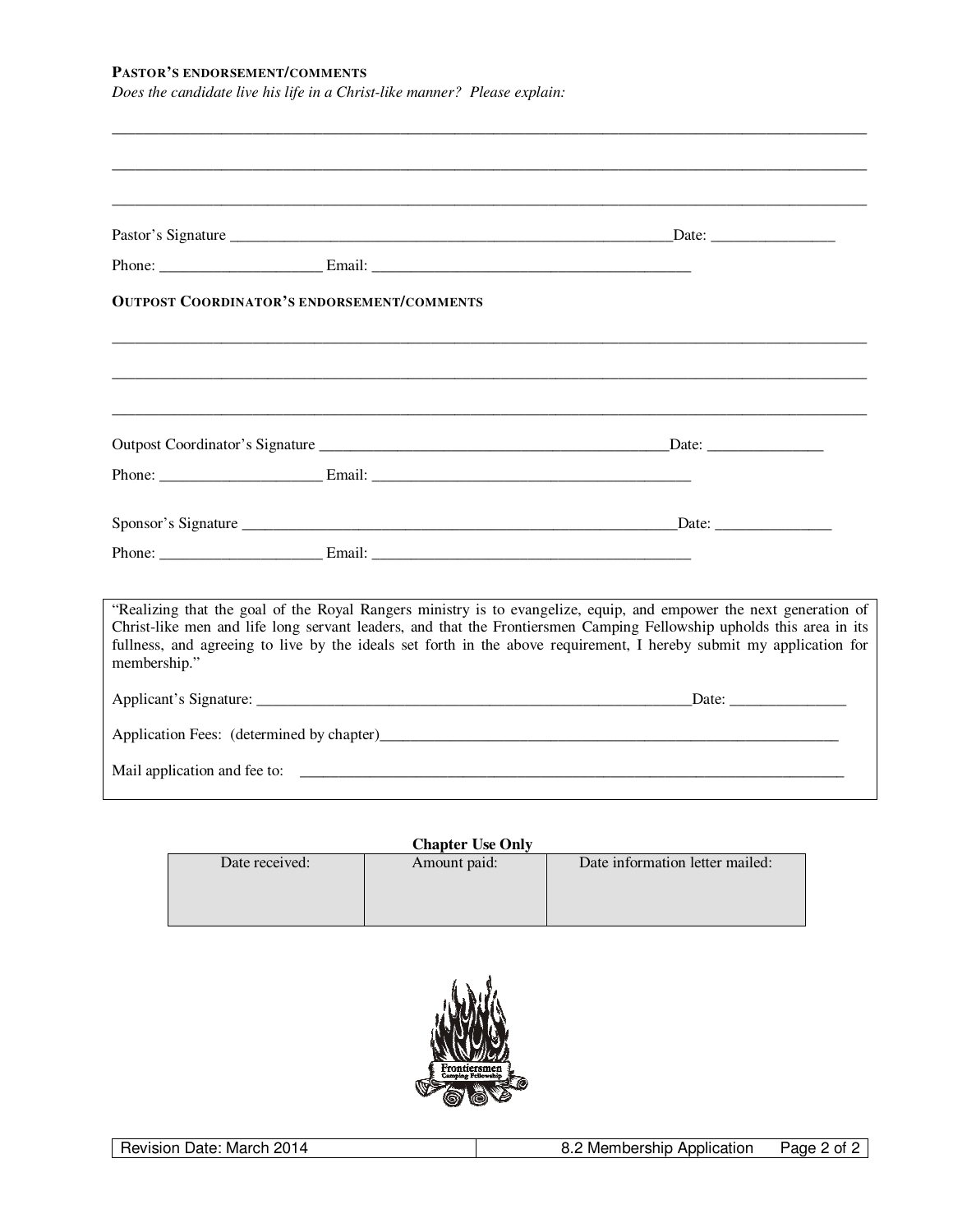**PASTOR'S ENDORSEMENT/COMMENTS**

*Does the candidate live his life in a Christ-like manner? Please explain:*

______________________________________________________________________________

______________________________________________________________________________

______________________________________________________________________________

Pastor's Signature ____________________________________________Date: _____________

Phone: ________________ Email: __________________________________

**OUTPOST COORDINATOR'S ENDORSEMENT/COMMENTS**

______________________________________________________________________________

______________________________________________________________________________

______________________________________________________________________________

Outpost Coordinator's Signature ___________________________________Date: ____________

Phone: ________________ Email: __________________________________

Sponsor's Signature ____________________________________________Date: ____________

Phone: ________________ Email: __________________________________

"Realizing that the goal of the Royal Rangers ministry is to evangelize, equip, and empower the next generation of Christ-like men and life long servant leaders, and that the Frontiersmen Camping Fellowship upholds this area in its fullness, and agreeing to live by the ideals set forth in the above requirement, I hereby submit my application for membership."

Applicant's Signature: ____________________________________________Date: ____________

Application Fees: (determined by chapter)_______________________________________________

Mail application and fee to: __________________________________________________________

**Chapter Use Only**

| Date received: | Amount paid: | Date information letter mailed: |
|---|---|---|
| | | |